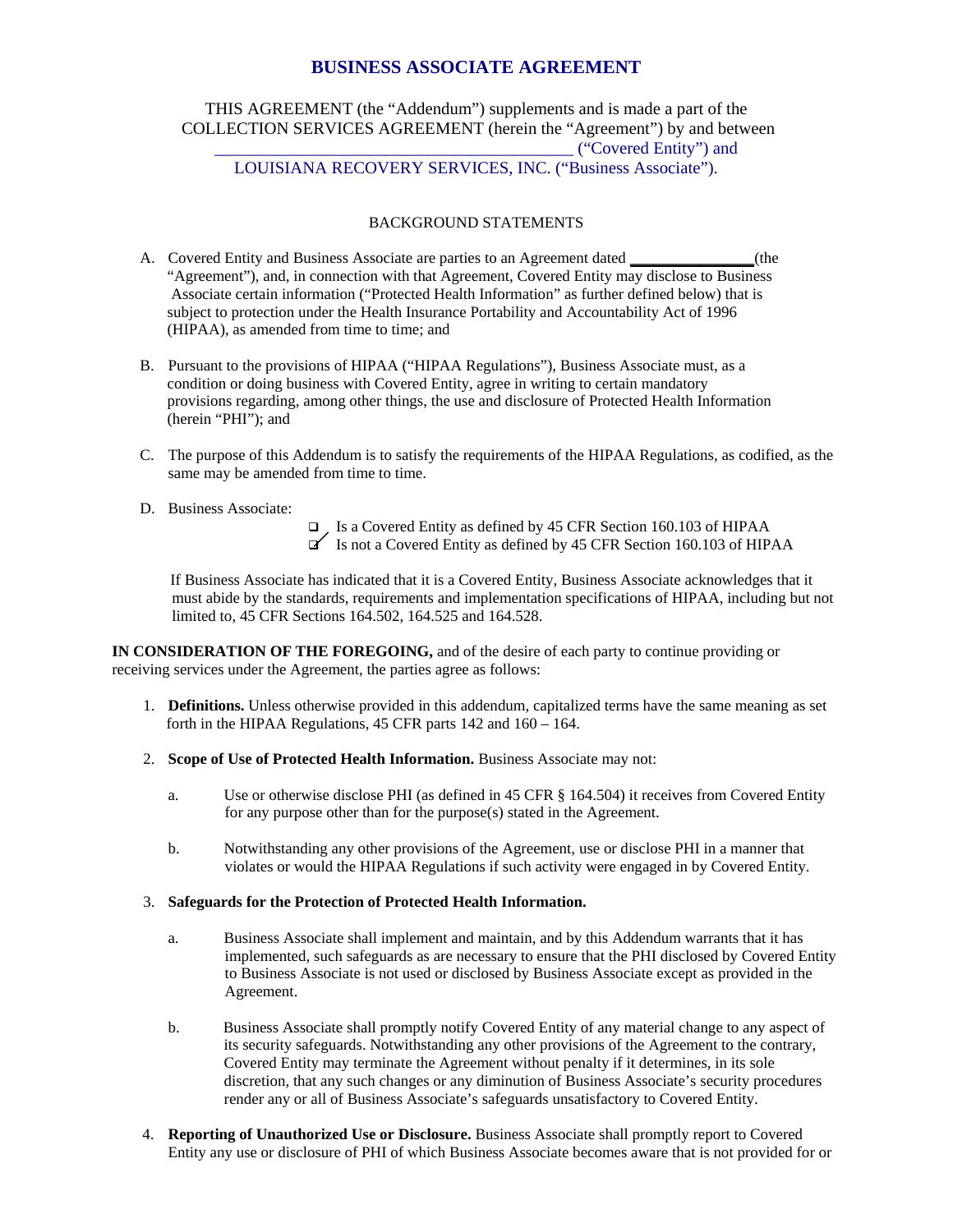# BUSINESS ASSOCIATE AGREEMENT

THIS AGREEMENT (the "Addendum") supplements and is made a part of the COLLECTION SERVICES AGREEMENT (herein the "Agreement") by and between ________________________________________ ("Covered Entity") and LOUISIANA RECOVERY SERVICES, INC. ("Business Associate").

BACKGROUND STATEMENTS

A. Covered Entity and Business Associate are parties to an Agreement dated ______________(the "Agreement"), and, in connection with that Agreement, Covered Entity may disclose to Business Associate certain information ("Protected Health Information" as further defined below) that is subject to protection under the Health Insurance Portability and Accountability Act of 1996 (HIPAA), as amended from time to time; and

B. Pursuant to the provisions of HIPAA ("HIPAA Regulations"), Business Associate must, as a condition or doing business with Covered Entity, agree in writing to certain mandatory provisions regarding, among other things, the use and disclosure of Protected Health Information (herein "PHI"); and

C. The purpose of this Addendum is to satisfy the requirements of the HIPAA Regulations, as codified, as the same may be amended from time to time.

D. Business Associate:

- ☐ Is a Covered Entity as defined by 45 CFR Section 160.103 of HIPAA
- ☑ Is not a Covered Entity as defined by 45 CFR Section 160.103 of HIPAA

If Business Associate has indicated that it is a Covered Entity, Business Associate acknowledges that it must abide by the standards, requirements and implementation specifications of HIPAA, including but not limited to, 45 CFR Sections 164.502, 164.525 and 164.528.

**IN CONSIDERATION OF THE FOREGOING,** and of the desire of each party to continue providing or receiving services under the Agreement, the parties agree as follows:

1. **Definitions.** Unless otherwise provided in this addendum, capitalized terms have the same meaning as set forth in the HIPAA Regulations, 45 CFR parts 142 and 160 – 164.

2. **Scope of Use of Protected Health Information.** Business Associate may not:

   a. Use or otherwise disclose PHI (as defined in 45 CFR § 164.504) it receives from Covered Entity for any purpose other than for the purpose(s) stated in the Agreement.

   b. Notwithstanding any other provisions of the Agreement, use or disclose PHI in a manner that violates or would the HIPAA Regulations if such activity were engaged in by Covered Entity.

3. **Safeguards for the Protection of Protected Health Information.**

   a. Business Associate shall implement and maintain, and by this Addendum warrants that it has implemented, such safeguards as are necessary to ensure that the PHI disclosed by Covered Entity to Business Associate is not used or disclosed by Business Associate except as provided in the Agreement.

   b. Business Associate shall promptly notify Covered Entity of any material change to any aspect of its security safeguards. Notwithstanding any other provisions of the Agreement to the contrary, Covered Entity may terminate the Agreement without penalty if it determines, in its sole discretion, that any such changes or any diminution of Business Associate's security procedures render any or all of Business Associate's safeguards unsatisfactory to Covered Entity.

4. **Reporting of Unauthorized Use or Disclosure.** Business Associate shall promptly report to Covered Entity any use or disclosure of PHI of which Business Associate becomes aware that is not provided for or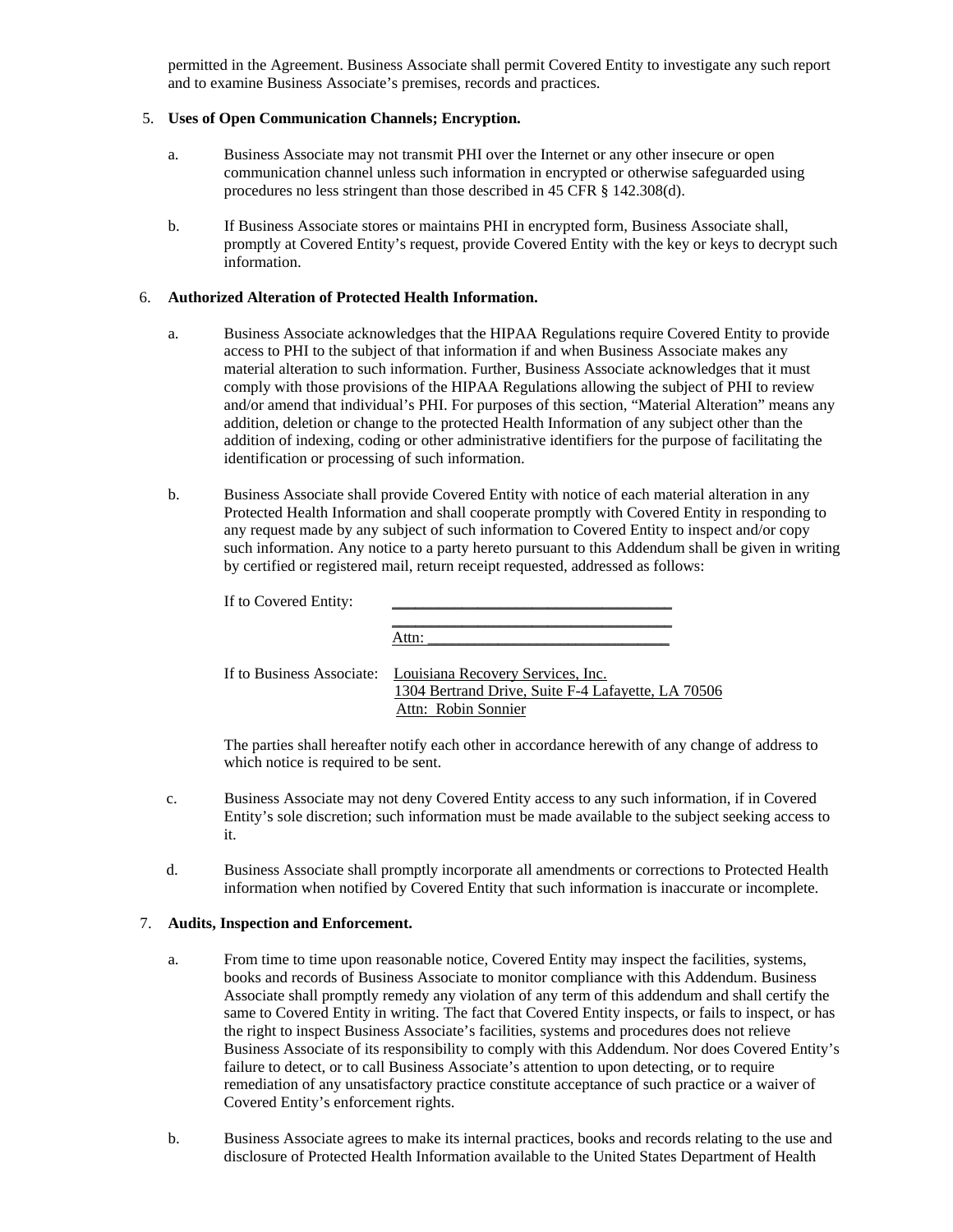permitted in the Agreement. Business Associate shall permit Covered Entity to investigate any such report and to examine Business Associate's premises, records and practices.

5. **Uses of Open Communication Channels; Encryption.**

   a. Business Associate may not transmit PHI over the Internet or any other insecure or open communication channel unless such information in encrypted or otherwise safeguarded using procedures no less stringent than those described in 45 CFR § 142.308(d).

   b. If Business Associate stores or maintains PHI in encrypted form, Business Associate shall, promptly at Covered Entity's request, provide Covered Entity with the key or keys to decrypt such information.

6. **Authorized Alteration of Protected Health Information.**

   a. Business Associate acknowledges that the HIPAA Regulations require Covered Entity to provide access to PHI to the subject of that information if and when Business Associate makes any material alteration to such information. Further, Business Associate acknowledges that it must comply with those provisions of the HIPAA Regulations allowing the subject of PHI to review and/or amend that individual's PHI. For purposes of this section, "Material Alteration" means any addition, deletion or change to the protected Health Information of any subject other than the addition of indexing, coding or other administrative identifiers for the purpose of facilitating the identification or processing of such information.

   b. Business Associate shall provide Covered Entity with notice of each material alteration in any Protected Health Information and shall cooperate promptly with Covered Entity in responding to any request made by any subject of such information to Covered Entity to inspect and/or copy such information. Any notice to a party hereto pursuant to this Addendum shall be given in writing by certified or registered mail, return receipt requested, addressed as follows:

   If to Covered Entity: ___________________________________
   ___________________________________
   Attn: ______________________________

   If to Business Associate: Louisiana Recovery Services, Inc.
   1304 Bertrand Drive, Suite F-4 Lafayette, LA 70506
   Attn: Robin Sonnier

   The parties shall hereafter notify each other in accordance herewith of any change of address to which notice is required to be sent.

   c. Business Associate may not deny Covered Entity access to any such information, if in Covered Entity's sole discretion; such information must be made available to the subject seeking access to it.

   d. Business Associate shall promptly incorporate all amendments or corrections to Protected Health information when notified by Covered Entity that such information is inaccurate or incomplete.

7. **Audits, Inspection and Enforcement.**

   a. From time to time upon reasonable notice, Covered Entity may inspect the facilities, systems, books and records of Business Associate to monitor compliance with this Addendum. Business Associate shall promptly remedy any violation of any term of this addendum and shall certify the same to Covered Entity in writing. The fact that Covered Entity inspects, or fails to inspect, or has the right to inspect Business Associate's facilities, systems and procedures does not relieve Business Associate of its responsibility to comply with this Addendum. Nor does Covered Entity's failure to detect, or to call Business Associate's attention to upon detecting, or to require remediation of any unsatisfactory practice constitute acceptance of such practice or a waiver of Covered Entity's enforcement rights.

   b. Business Associate agrees to make its internal practices, books and records relating to the use and disclosure of Protected Health Information available to the United States Department of Health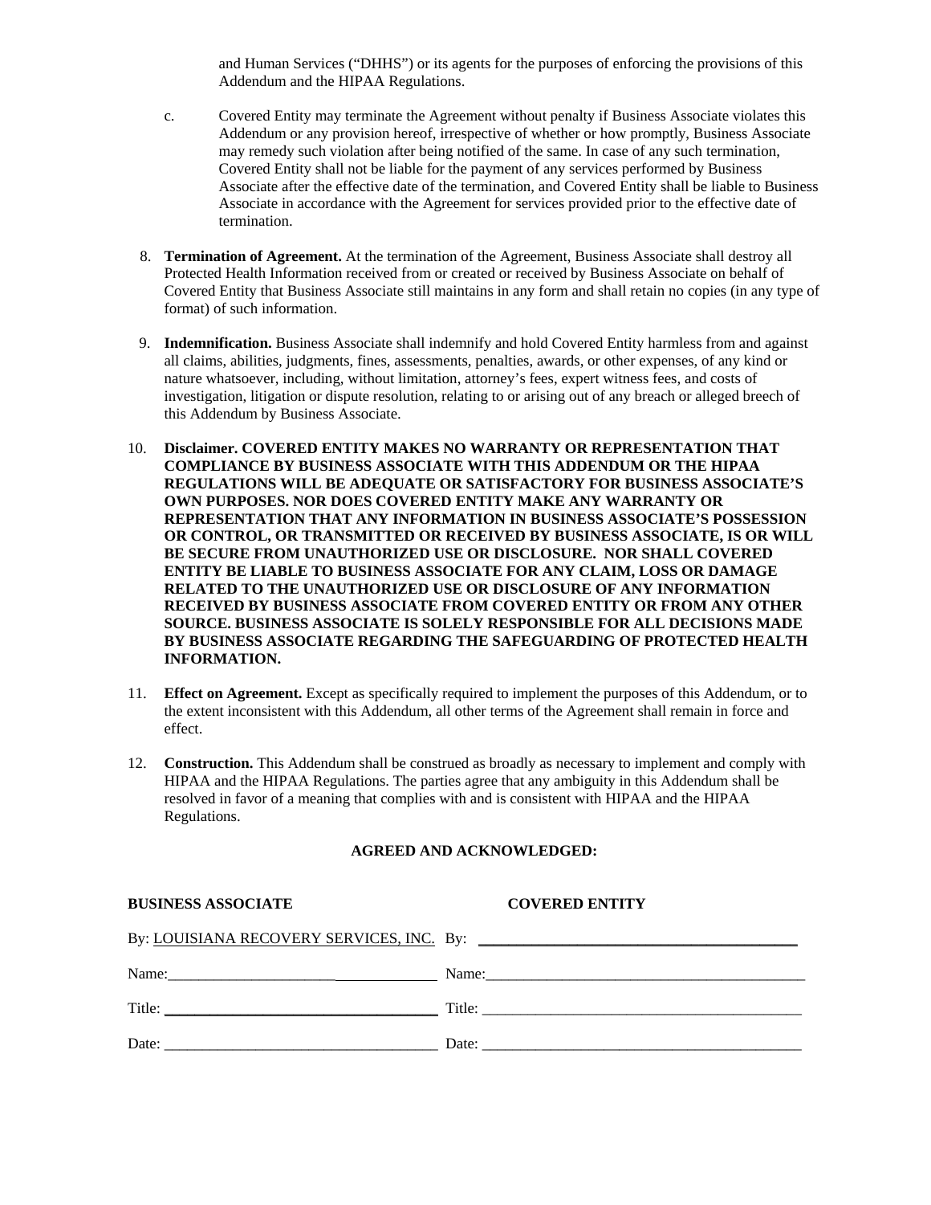and Human Services ("DHHS") or its agents for the purposes of enforcing the provisions of this Addendum and the HIPAA Regulations.

c. Covered Entity may terminate the Agreement without penalty if Business Associate violates this Addendum or any provision hereof, irrespective of whether or how promptly, Business Associate may remedy such violation after being notified of the same. In case of any such termination, Covered Entity shall not be liable for the payment of any services performed by Business Associate after the effective date of the termination, and Covered Entity shall be liable to Business Associate in accordance with the Agreement for services provided prior to the effective date of termination.

8. **Termination of Agreement.** At the termination of the Agreement, Business Associate shall destroy all Protected Health Information received from or created or received by Business Associate on behalf of Covered Entity that Business Associate still maintains in any form and shall retain no copies (in any type of format) of such information.

9. **Indemnification.** Business Associate shall indemnify and hold Covered Entity harmless from and against all claims, abilities, judgments, fines, assessments, penalties, awards, or other expenses, of any kind or nature whatsoever, including, without limitation, attorney's fees, expert witness fees, and costs of investigation, litigation or dispute resolution, relating to or arising out of any breach or alleged breech of this Addendum by Business Associate.

10. **Disclaimer. COVERED ENTITY MAKES NO WARRANTY OR REPRESENTATION THAT COMPLIANCE BY BUSINESS ASSOCIATE WITH THIS ADDENDUM OR THE HIPAA REGULATIONS WILL BE ADEQUATE OR SATISFACTORY FOR BUSINESS ASSOCIATE'S OWN PURPOSES. NOR DOES COVERED ENTITY MAKE ANY WARRANTY OR REPRESENTATION THAT ANY INFORMATION IN BUSINESS ASSOCIATE'S POSSESSION OR CONTROL, OR TRANSMITTED OR RECEIVED BY BUSINESS ASSOCIATE, IS OR WILL BE SECURE FROM UNAUTHORIZED USE OR DISCLOSURE. NOR SHALL COVERED ENTITY BE LIABLE TO BUSINESS ASSOCIATE FOR ANY CLAIM, LOSS OR DAMAGE RELATED TO THE UNAUTHORIZED USE OR DISCLOSURE OF ANY INFORMATION RECEIVED BY BUSINESS ASSOCIATE FROM COVERED ENTITY OR FROM ANY OTHER SOURCE. BUSINESS ASSOCIATE IS SOLELY RESPONSIBLE FOR ALL DECISIONS MADE BY BUSINESS ASSOCIATE REGARDING THE SAFEGUARDING OF PROTECTED HEALTH INFORMATION.**

11. **Effect on Agreement.** Except as specifically required to implement the purposes of this Addendum, or to the extent inconsistent with this Addendum, all other terms of the Agreement shall remain in force and effect.

12. **Construction.** This Addendum shall be construed as broadly as necessary to implement and comply with HIPAA and the HIPAA Regulations. The parties agree that any ambiguity in this Addendum shall be resolved in favor of a meaning that complies with and is consistent with HIPAA and the HIPAA Regulations.

**AGREED AND ACKNOWLEDGED:**

| **BUSINESS ASSOCIATE** | **COVERED ENTITY** |
|---|---|
| By: LOUISIANA RECOVERY SERVICES, INC. | By: ______________________________ |
| Name:______________________________ | Name:______________________________ |
| Title: ______________________________ | Title: ______________________________ |
| Date: ______________________________ | Date: ______________________________ |